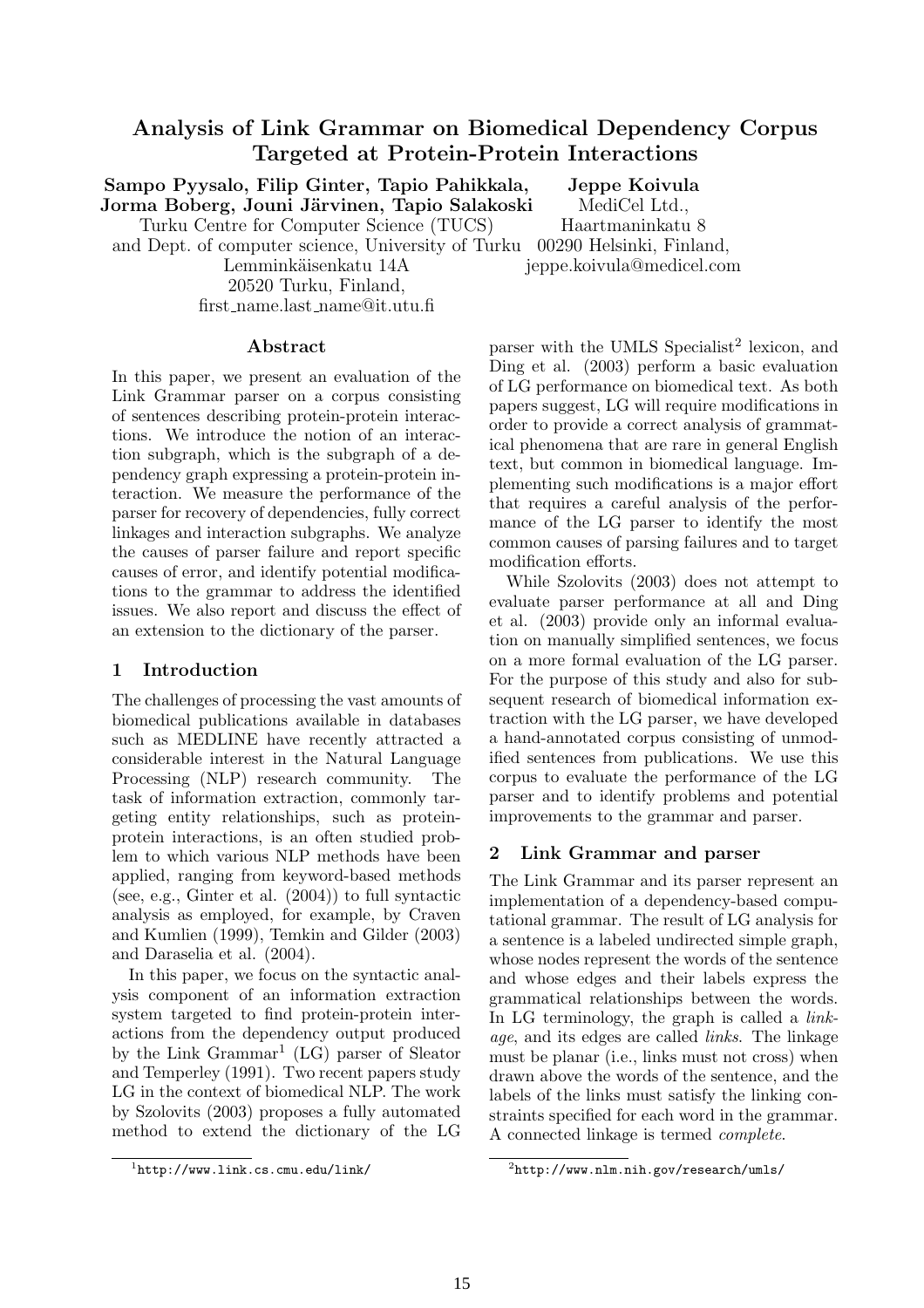# Analysis of Link Grammar on Biomedical Dependency Corpus Targeted at Protein-Protein Interactions

**Sampo Pyysalo, Filip Ginter, Tapio Pahikkala, Jorma Boberg, Jouni Järvinen, Tapio Salakoski**
Turku Centre for Computer Science (TUCS)
and Dept. of computer science, University of Turku
Lemminkäisenkatu 14A
20520 Turku, Finland,
first_name.last_name@it.utu.fi

**Jeppe Koivula**
MediCel Ltd.,
Haartmaninkatu 8
00290 Helsinki, Finland,
jeppe.koivula@medicel.com

## Abstract

In this paper, we present an evaluation of the Link Grammar parser on a corpus consisting of sentences describing protein-protein interactions. We introduce the notion of an interaction subgraph, which is the subgraph of a dependency graph expressing a protein-protein interaction. We measure the performance of the parser for recovery of dependencies, fully correct linkages and interaction subgraphs. We analyze the causes of parser failure and report specific causes of error, and identify potential modifications to the grammar to address the identified issues. We also report and discuss the effect of an extension to the dictionary of the parser.

## 1 Introduction

The challenges of processing the vast amounts of biomedical publications available in databases such as MEDLINE have recently attracted a considerable interest in the Natural Language Processing (NLP) research community. The task of information extraction, commonly targeting entity relationships, such as protein-protein interactions, is an often studied problem to which various NLP methods have been applied, ranging from keyword-based methods (see, e.g., Ginter et al. (2004)) to full syntactic analysis as employed, for example, by Craven and Kumlien (1999), Temkin and Gilder (2003) and Daraselia et al. (2004).

In this paper, we focus on the syntactic analysis component of an information extraction system targeted to find protein-protein interactions from the dependency output produced by the Link Grammar[1] (LG) parser of Sleator and Temperley (1991). Two recent papers study LG in the context of biomedical NLP. The work by Szolovits (2003) proposes a fully automated method to extend the dictionary of the LG parser with the UMLS Specialist[2] lexicon, and Ding et al. (2003) perform a basic evaluation of LG performance on biomedical text. As both papers suggest, LG will require modifications in order to provide a correct analysis of grammatical phenomena that are rare in general English text, but common in biomedical language. Implementing such modifications is a major effort that requires a careful analysis of the performance of the LG parser to identify the most common causes of parsing failures and to target modification efforts.

While Szolovits (2003) does not attempt to evaluate parser performance at all and Ding et al. (2003) provide only an informal evaluation on manually simplified sentences, we focus on a more formal evaluation of the LG parser. For the purpose of this study and also for subsequent research of biomedical information extraction with the LG parser, we have developed a hand-annotated corpus consisting of unmodified sentences from publications. We use this corpus to evaluate the performance of the LG parser and to identify problems and potential improvements to the grammar and parser.

## 2 Link Grammar and parser

The Link Grammar and its parser represent an implementation of a dependency-based computational grammar. The result of LG analysis for a sentence is a labeled undirected simple graph, whose nodes represent the words of the sentence and whose edges and their labels express the grammatical relationships between the words. In LG terminology, the graph is called a *linkage*, and its edges are called *links*. The linkage must be planar (i.e., links must not cross) when drawn above the words of the sentence, and the labels of the links must satisfy the linking constraints specified for each word in the grammar. A connected linkage is termed *complete*.

[1] http://www.link.cs.cmu.edu/link/

[2] http://www.nlm.nih.gov/research/umls/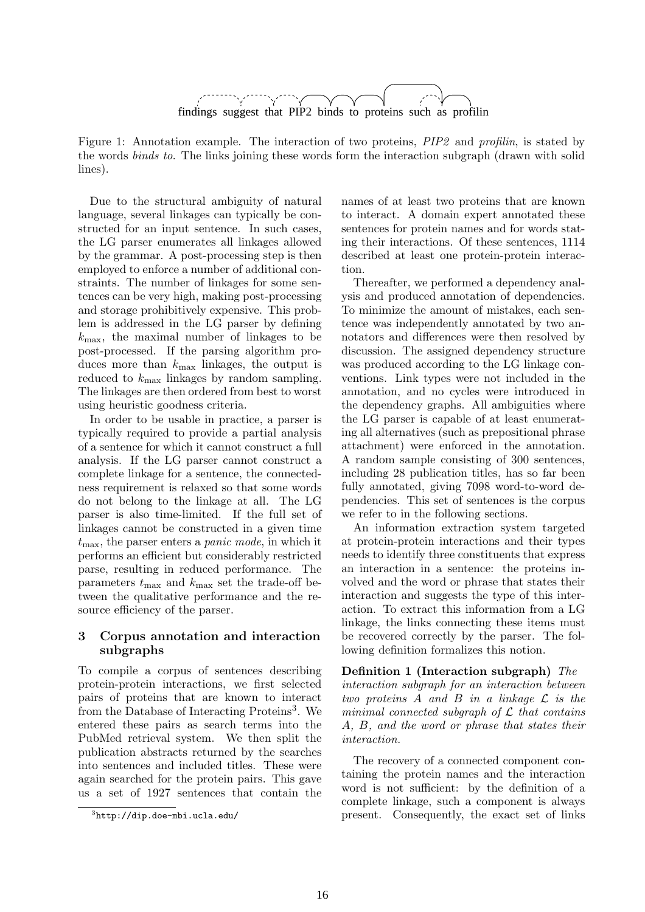findings suggest that PIP2 binds to proteins such as profilin

Figure 1: Annotation example. The interaction of two proteins, *PIP2* and *profilin*, is stated by the words *binds to*. The links joining these words form the interaction subgraph (drawn with solid lines).

Due to the structural ambiguity of natural language, several linkages can typically be constructed for an input sentence. In such cases, the LG parser enumerates all linkages allowed by the grammar. A post-processing step is then employed to enforce a number of additional constraints. The number of linkages for some sentences can be very high, making post-processing and storage prohibitively expensive. This problem is addressed in the LG parser by defining $k_{\max}$, the maximal number of linkages to be post-processed. If the parsing algorithm produces more than $k_{\max}$ linkages, the output is reduced to $k_{\max}$ linkages by random sampling. The linkages are then ordered from best to worst using heuristic goodness criteria.

In order to be usable in practice, a parser is typically required to provide a partial analysis of a sentence for which it cannot construct a full analysis. If the LG parser cannot construct a complete linkage for a sentence, the connectedness requirement is relaxed so that some words do not belong to the linkage at all. The LG parser is also time-limited. If the full set of linkages cannot be constructed in a given time $t_{\max}$, the parser enters a *panic mode*, in which it performs an efficient but considerably restricted parse, resulting in reduced performance. The parameters $t_{\max}$ and $k_{\max}$ set the trade-off between the qualitative performance and the resource efficiency of the parser.

## 3 Corpus annotation and interaction subgraphs

To compile a corpus of sentences describing protein-protein interactions, we first selected pairs of proteins that are known to interact from the Database of Interacting Proteins[3]. We entered these pairs as search terms into the PubMed retrieval system. We then split the publication abstracts returned by the searches into sentences and included titles. These were again searched for the protein pairs. This gave us a set of 1927 sentences that contain the names of at least two proteins that are known to interact. A domain expert annotated these sentences for protein names and for words stating their interactions. Of these sentences, 1114 described at least one protein-protein interaction.

Thereafter, we performed a dependency analysis and produced annotation of dependencies. To minimize the amount of mistakes, each sentence was independently annotated by two annotators and differences were then resolved by discussion. The assigned dependency structure was produced according to the LG linkage conventions. Link types were not included in the annotation, and no cycles were introduced in the dependency graphs. All ambiguities where the LG parser is capable of at least enumerating all alternatives (such as prepositional phrase attachment) were enforced in the annotation. A random sample consisting of 300 sentences, including 28 publication titles, has so far been fully annotated, giving 7098 word-to-word dependencies. This set of sentences is the corpus we refer to in the following sections.

An information extraction system targeted at protein-protein interactions and their types needs to identify three constituents that express an interaction in a sentence: the proteins involved and the word or phrase that states their interaction and suggests the type of this interaction. To extract this information from a LG linkage, the links connecting these items must be recovered correctly by the parser. The following definition formalizes this notion.

**Definition 1 (Interaction subgraph)** *The interaction subgraph for an interaction between two proteins $A$ and $B$ in a linkage $\mathcal{L}$ is the minimal connected subgraph of $\mathcal{L}$ that contains $A$, $B$, and the word or phrase that states their interaction.*

The recovery of a connected component containing the protein names and the interaction word is not sufficient: by the definition of a complete linkage, such a component is always present. Consequently, the exact set of links

[3] http://dip.doe-mbi.ucla.edu/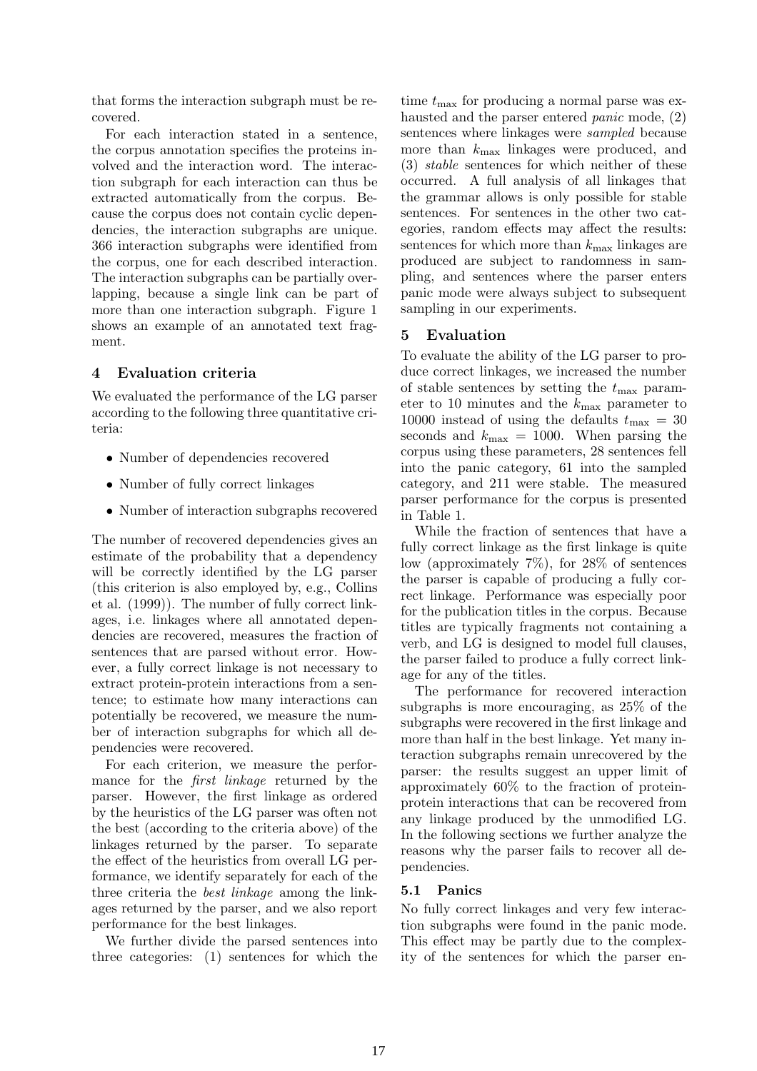that forms the interaction subgraph must be recovered.

For each interaction stated in a sentence, the corpus annotation specifies the proteins involved and the interaction word. The interaction subgraph for each interaction can thus be extracted automatically from the corpus. Because the corpus does not contain cyclic dependencies, the interaction subgraphs are unique. 366 interaction subgraphs were identified from the corpus, one for each described interaction. The interaction subgraphs can be partially overlapping, because a single link can be part of more than one interaction subgraph. Figure 1 shows an example of an annotated text fragment.

## 4 Evaluation criteria

We evaluated the performance of the LG parser according to the following three quantitative criteria:

- Number of dependencies recovered
- Number of fully correct linkages
- Number of interaction subgraphs recovered

The number of recovered dependencies gives an estimate of the probability that a dependency will be correctly identified by the LG parser (this criterion is also employed by, e.g., Collins et al. (1999)). The number of fully correct linkages, i.e. linkages where all annotated dependencies are recovered, measures the fraction of sentences that are parsed without error. However, a fully correct linkage is not necessary to extract protein-protein interactions from a sentence; to estimate how many interactions can potentially be recovered, we measure the number of interaction subgraphs for which all dependencies were recovered.

For each criterion, we measure the performance for the *first linkage* returned by the parser. However, the first linkage as ordered by the heuristics of the LG parser was often not the best (according to the criteria above) of the linkages returned by the parser. To separate the effect of the heuristics from overall LG performance, we identify separately for each of the three criteria the *best linkage* among the linkages returned by the parser, and we also report performance for the best linkages.

We further divide the parsed sentences into three categories: (1) sentences for which the time $t_{\max}$ for producing a normal parse was exhausted and the parser entered *panic* mode, (2) sentences where linkages were *sampled* because more than $k_{\max}$ linkages were produced, and (3) *stable* sentences for which neither of these occurred. A full analysis of all linkages that the grammar allows is only possible for stable sentences. For sentences in the other two categories, random effects may affect the results: sentences for which more than $k_{\max}$ linkages are produced are subject to randomness in sampling, and sentences where the parser enters panic mode were always subject to subsequent sampling in our experiments.

## 5 Evaluation

To evaluate the ability of the LG parser to produce correct linkages, we increased the number of stable sentences by setting the $t_{\max}$ parameter to 10 minutes and the $k_{\max}$ parameter to 10000 instead of using the defaults $t_{\max} = 30$ seconds and $k_{\max} = 1000$. When parsing the corpus using these parameters, 28 sentences fell into the panic category, 61 into the sampled category, and 211 were stable. The measured parser performance for the corpus is presented in Table 1.

While the fraction of sentences that have a fully correct linkage as the first linkage is quite low (approximately 7%), for 28% of sentences the parser is capable of producing a fully correct linkage. Performance was especially poor for the publication titles in the corpus. Because titles are typically fragments not containing a verb, and LG is designed to model full clauses, the parser failed to produce a fully correct linkage for any of the titles.

The performance for recovered interaction subgraphs is more encouraging, as 25% of the subgraphs were recovered in the first linkage and more than half in the best linkage. Yet many interaction subgraphs remain unrecovered by the parser: the results suggest an upper limit of approximately 60% to the fraction of protein-protein interactions that can be recovered from any linkage produced by the unmodified LG. In the following sections we further analyze the reasons why the parser fails to recover all dependencies.

### 5.1 Panics

No fully correct linkages and very few interaction subgraphs were found in the panic mode. This effect may be partly due to the complexity of the sentences for which the parser en-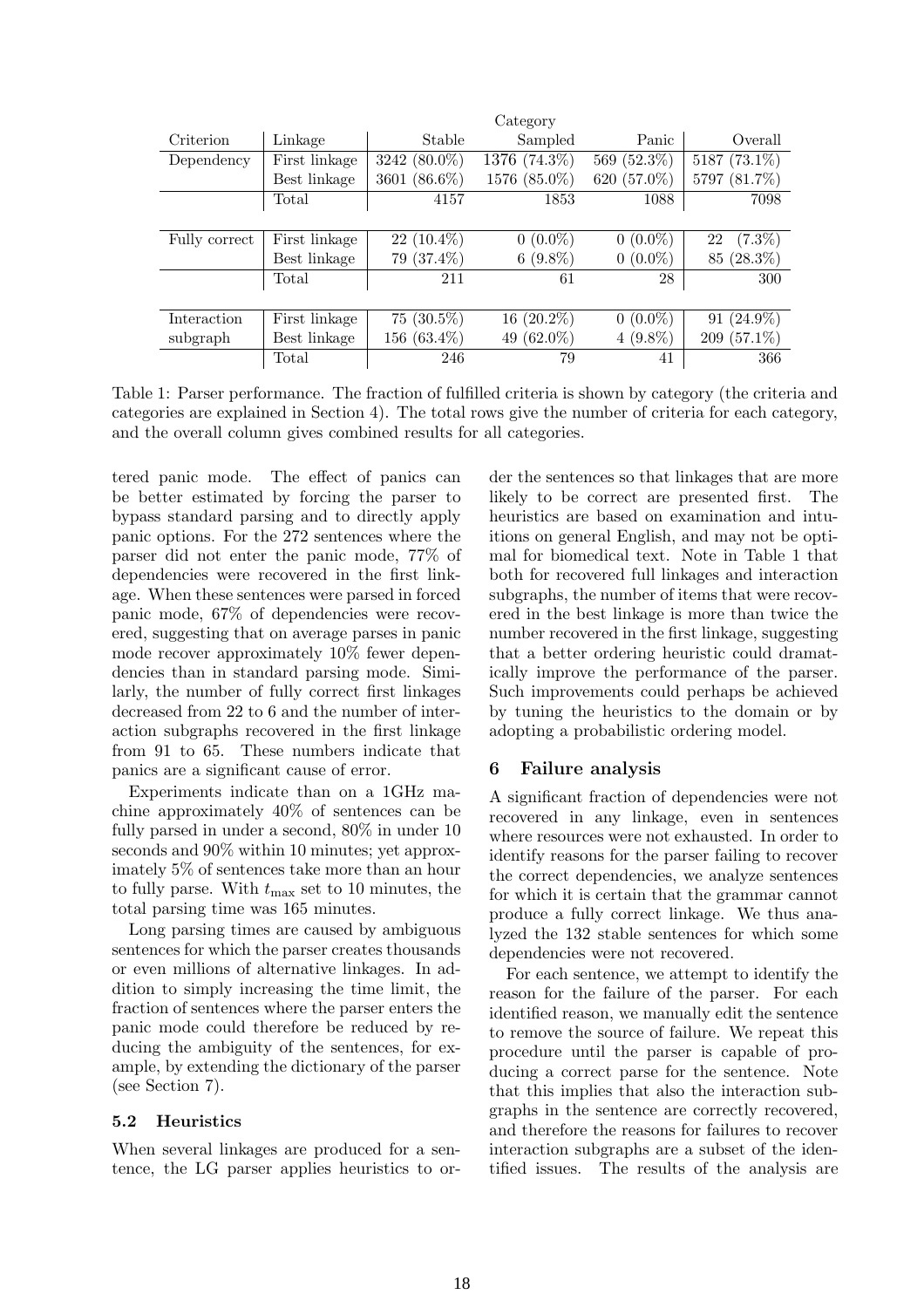| Criterion | Linkage | Category | | | |
|---|---|---|---|---|---|
| | | Stable | Sampled | Panic | Overall |
| Dependency | First linkage | 3242 (80.0%) | 1376 (74.3%) | 569 (52.3%) | 5187 (73.1%) |
| | Best linkage | 3601 (86.6%) | 1576 (85.0%) | 620 (57.0%) | 5797 (81.7%) |
| | Total | 4157 | 1853 | 1088 | 7098 |
| Fully correct | First linkage | 22 (10.4%) | 0 (0.0%) | 0 (0.0%) | 22 (7.3%) |
| | Best linkage | 79 (37.4%) | 6 (9.8%) | 0 (0.0%) | 85 (28.3%) |
| | Total | 211 | 61 | 28 | 300 |
| Interaction subgraph | First linkage | 75 (30.5%) | 16 (20.2%) | 0 (0.0%) | 91 (24.9%) |
| | Best linkage | 156 (63.4%) | 49 (62.0%) | 4 (9.8%) | 209 (57.1%) |
| | Total | 246 | 79 | 41 | 366 |

Table 1: Parser performance. The fraction of fulfilled criteria is shown by category (the criteria and categories are explained in Section 4). The total rows give the number of criteria for each category, and the overall column gives combined results for all categories.

tered panic mode. The effect of panics can be better estimated by forcing the parser to bypass standard parsing and to directly apply panic options. For the 272 sentences where the parser did not enter the panic mode, 77% of dependencies were recovered in the first linkage. When these sentences were parsed in forced panic mode, 67% of dependencies were recovered, suggesting that on average parses in panic mode recover approximately 10% fewer dependencies than in standard parsing mode. Similarly, the number of fully correct first linkages decreased from 22 to 6 and the number of interaction subgraphs recovered in the first linkage from 91 to 65. These numbers indicate that panics are a significant cause of error.

Experiments indicate than on a 1GHz machine approximately 40% of sentences can be fully parsed in under a second, 80% in under 10 seconds and 90% within 10 minutes; yet approximately 5% of sentences take more than an hour to fully parse. With $t_{\max}$ set to 10 minutes, the total parsing time was 165 minutes.

Long parsing times are caused by ambiguous sentences for which the parser creates thousands or even millions of alternative linkages. In addition to simply increasing the time limit, the fraction of sentences where the parser enters the panic mode could therefore be reduced by reducing the ambiguity of the sentences, for example, by extending the dictionary of the parser (see Section 7).

### 5.2 Heuristics

When several linkages are produced for a sentence, the LG parser applies heuristics to order the sentences so that linkages that are more likely to be correct are presented first. The heuristics are based on examination and intuitions on general English, and may not be optimal for biomedical text. Note in Table 1 that both for recovered full linkages and interaction subgraphs, the number of items that were recovered in the best linkage is more than twice the number recovered in the first linkage, suggesting that a better ordering heuristic could dramatically improve the performance of the parser. Such improvements could perhaps be achieved by tuning the heuristics to the domain or by adopting a probabilistic ordering model.

## 6 Failure analysis

A significant fraction of dependencies were not recovered in any linkage, even in sentences where resources were not exhausted. In order to identify reasons for the parser failing to recover the correct dependencies, we analyze sentences for which it is certain that the grammar cannot produce a fully correct linkage. We thus analyzed the 132 stable sentences for which some dependencies were not recovered.

For each sentence, we attempt to identify the reason for the failure of the parser. For each identified reason, we manually edit the sentence to remove the source of failure. We repeat this procedure until the parser is capable of producing a correct parse for the sentence. Note that this implies that also the interaction subgraphs in the sentence are correctly recovered, and therefore the reasons for failures to recover interaction subgraphs are a subset of the identified issues. The results of the analysis are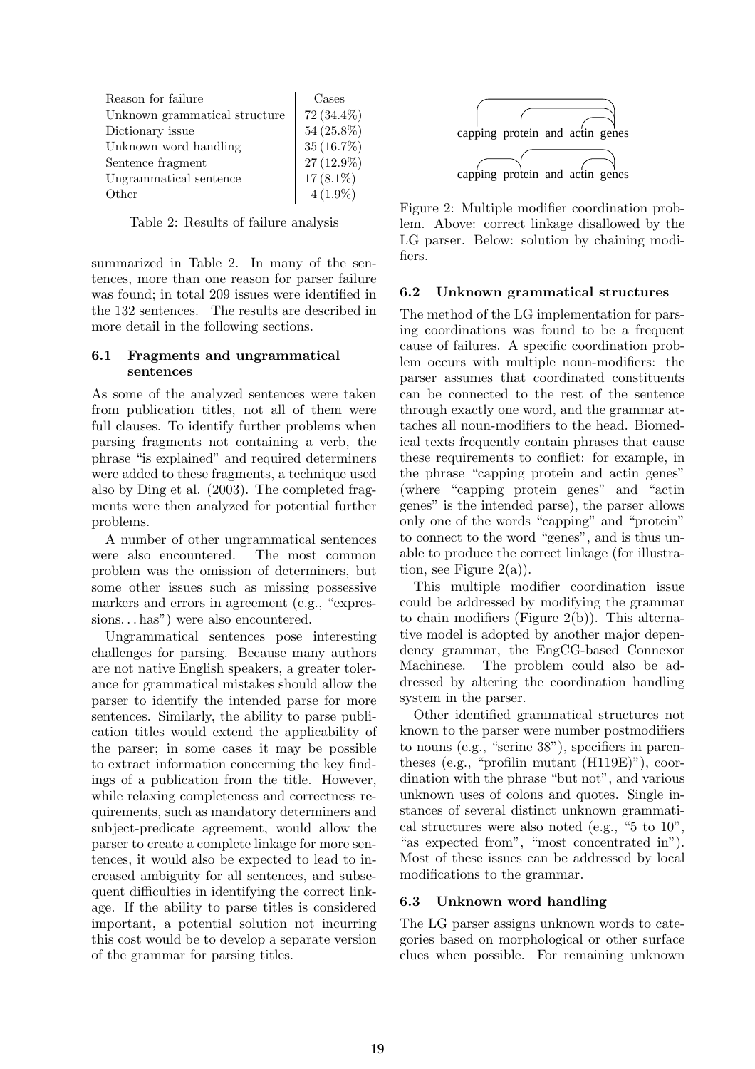| Reason for failure | Cases |
|---|---|
| Unknown grammatical structure | 72 (34.4%) |
| Dictionary issue | 54 (25.8%) |
| Unknown word handling | 35 (16.7%) |
| Sentence fragment | 27 (12.9%) |
| Ungrammatical sentence | 17 (8.1%) |
| Other | 4 (1.9%) |

Table 2: Results of failure analysis

summarized in Table 2. In many of the sentences, more than one reason for parser failure was found; in total 209 issues were identified in the 132 sentences. The results are described in more detail in the following sections.

### 6.1 Fragments and ungrammatical sentences

As some of the analyzed sentences were taken from publication titles, not all of them were full clauses. To identify further problems when parsing fragments not containing a verb, the phrase "is explained" and required determiners were added to these fragments, a technique used also by Ding et al. (2003). The completed fragments were then analyzed for potential further problems.

A number of other ungrammatical sentences were also encountered. The most common problem was the omission of determiners, but some other issues such as missing possessive markers and errors in agreement (e.g., "expressions. . . has") were also encountered.

Ungrammatical sentences pose interesting challenges for parsing. Because many authors are not native English speakers, a greater tolerance for grammatical mistakes should allow the parser to identify the intended parse for more sentences. Similarly, the ability to parse publication titles would extend the applicability of the parser; in some cases it may be possible to extract information concerning the key findings of a publication from the title. However, while relaxing completeness and correctness requirements, such as mandatory determiners and subject-predicate agreement, would allow the parser to create a complete linkage for more sentences, it would also be expected to lead to increased ambiguity for all sentences, and subsequent difficulties in identifying the correct linkage. If the ability to parse titles is considered important, a potential solution not incurring this cost would be to develop a separate version of the grammar for parsing titles.

capping protein and actin genes

capping protein and actin genes

Figure 2: Multiple modifier coordination problem. Above: correct linkage disallowed by the LG parser. Below: solution by chaining modifiers.

### 6.2 Unknown grammatical structures

The method of the LG implementation for parsing coordinations was found to be a frequent cause of failures. A specific coordination problem occurs with multiple noun-modifiers: the parser assumes that coordinated constituents can be connected to the rest of the sentence through exactly one word, and the grammar attaches all noun-modifiers to the head. Biomedical texts frequently contain phrases that cause these requirements to conflict: for example, in the phrase "capping protein and actin genes" (where "capping protein genes" and "actin genes" is the intended parse), the parser allows only one of the words "capping" and "protein" to connect to the word "genes", and is thus unable to produce the correct linkage (for illustration, see Figure 2(a)).

This multiple modifier coordination issue could be addressed by modifying the grammar to chain modifiers (Figure 2(b)). This alternative model is adopted by another major dependency grammar, the EngCG-based Connexor Machinese. The problem could also be addressed by altering the coordination handling system in the parser.

Other identified grammatical structures not known to the parser were number postmodifiers to nouns (e.g., "serine 38"), specifiers in parentheses (e.g., "profilin mutant (H119E)"), coordination with the phrase "but not", and various unknown uses of colons and quotes. Single instances of several distinct unknown grammatical structures were also noted (e.g., "5 to 10", "as expected from", "most concentrated in"). Most of these issues can be addressed by local modifications to the grammar.

### 6.3 Unknown word handling

The LG parser assigns unknown words to categories based on morphological or other surface clues when possible. For remaining unknown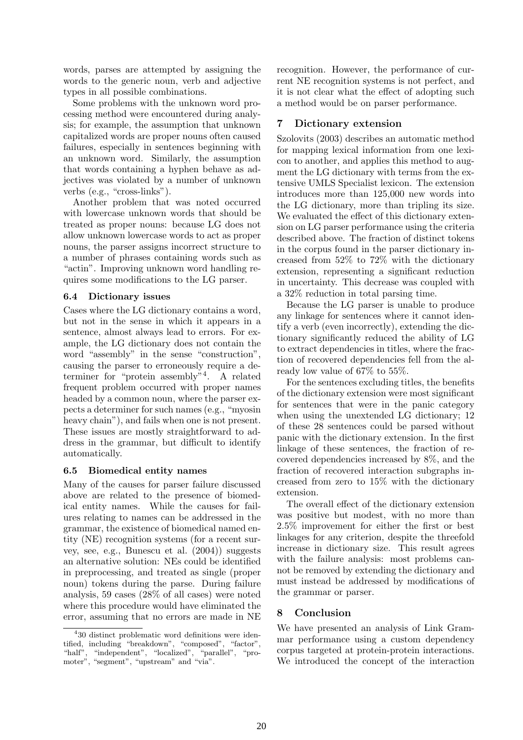words, parses are attempted by assigning the words to the generic noun, verb and adjective types in all possible combinations.

Some problems with the unknown word processing method were encountered during analysis; for example, the assumption that unknown capitalized words are proper nouns often caused failures, especially in sentences beginning with an unknown word. Similarly, the assumption that words containing a hyphen behave as adjectives was violated by a number of unknown verbs (e.g., "cross-links").

Another problem that was noted occurred with lowercase unknown words that should be treated as proper nouns: because LG does not allow unknown lowercase words to act as proper nouns, the parser assigns incorrect structure to a number of phrases containing words such as "actin". Improving unknown word handling requires some modifications to the LG parser.

### 6.4 Dictionary issues

Cases where the LG dictionary contains a word, but not in the sense in which it appears in a sentence, almost always lead to errors. For example, the LG dictionary does not contain the word "assembly" in the sense "construction", causing the parser to erroneously require a determiner for "protein assembly"[4]. A related frequent problem occurred with proper names headed by a common noun, where the parser expects a determiner for such names (e.g., "myosin heavy chain"), and fails when one is not present. These issues are mostly straightforward to address in the grammar, but difficult to identify automatically.

### 6.5 Biomedical entity names

Many of the causes for parser failure discussed above are related to the presence of biomedical entity names. While the causes for failures relating to names can be addressed in the grammar, the existence of biomedical named entity (NE) recognition systems (for a recent survey, see, e.g., Bunescu et al. (2004)) suggests an alternative solution: NEs could be identified in preprocessing, and treated as single (proper noun) tokens during the parse. During failure analysis, 59 cases (28% of all cases) were noted where this procedure would have eliminated the error, assuming that no errors are made in NE recognition. However, the performance of current NE recognition systems is not perfect, and it is not clear what the effect of adopting such a method would be on parser performance.

[4] 30 distinct problematic word definitions were identified, including "breakdown", "composed", "factor", "half", "independent", "localized", "parallel", "promoter", "segment", "upstream" and "via".

## 7 Dictionary extension

Szolovits (2003) describes an automatic method for mapping lexical information from one lexicon to another, and applies this method to augment the LG dictionary with terms from the extensive UMLS Specialist lexicon. The extension introduces more than 125,000 new words into the LG dictionary, more than tripling its size. We evaluated the effect of this dictionary extension on LG parser performance using the criteria described above. The fraction of distinct tokens in the corpus found in the parser dictionary increased from 52% to 72% with the dictionary extension, representing a significant reduction in uncertainty. This decrease was coupled with a 32% reduction in total parsing time.

Because the LG parser is unable to produce any linkage for sentences where it cannot identify a verb (even incorrectly), extending the dictionary significantly reduced the ability of LG to extract dependencies in titles, where the fraction of recovered dependencies fell from the already low value of 67% to 55%.

For the sentences excluding titles, the benefits of the dictionary extension were most significant for sentences that were in the panic category when using the unextended LG dictionary; 12 of these 28 sentences could be parsed without panic with the dictionary extension. In the first linkage of these sentences, the fraction of recovered dependencies increased by 8%, and the fraction of recovered interaction subgraphs increased from zero to 15% with the dictionary extension.

The overall effect of the dictionary extension was positive but modest, with no more than 2.5% improvement for either the first or best linkages for any criterion, despite the threefold increase in dictionary size. This result agrees with the failure analysis: most problems cannot be removed by extending the dictionary and must instead be addressed by modifications of the grammar or parser.

## 8 Conclusion

We have presented an analysis of Link Grammar performance using a custom dependency corpus targeted at protein-protein interactions. We introduced the concept of the interaction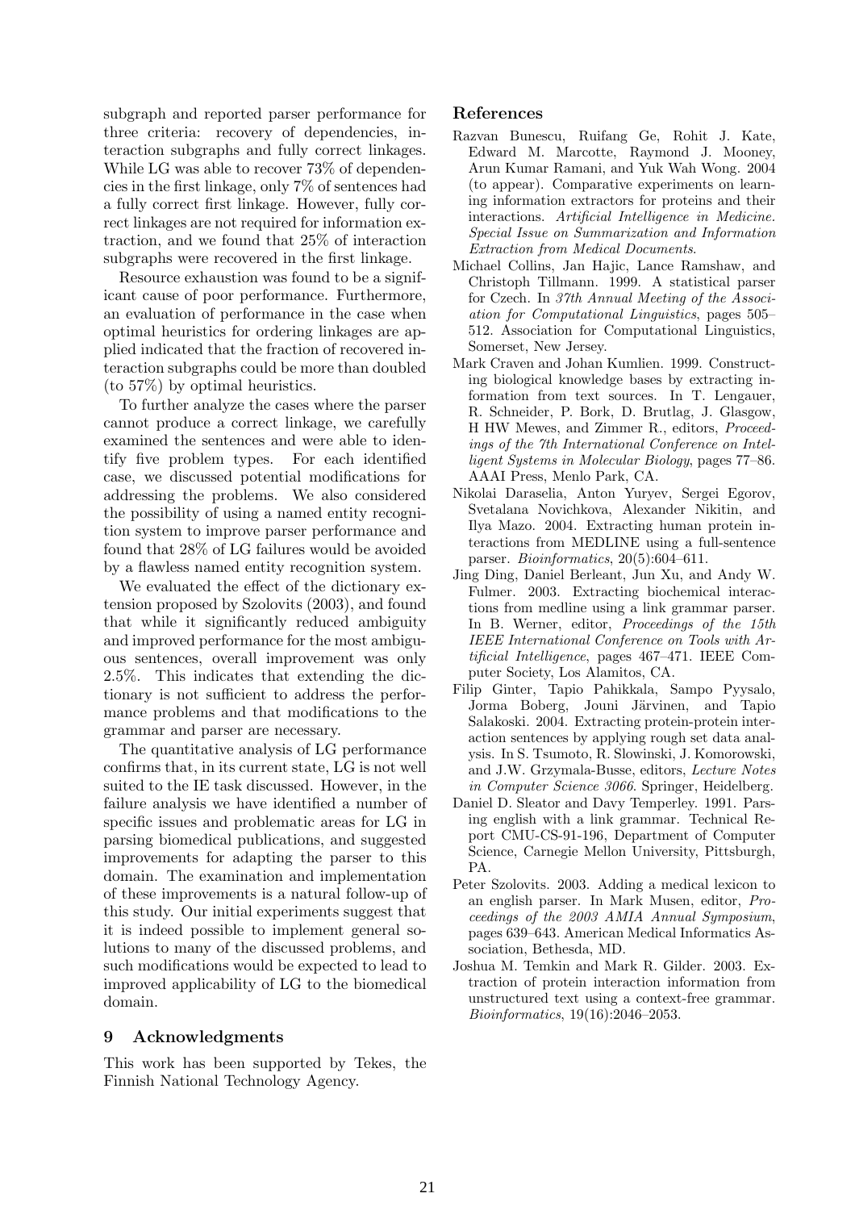subgraph and reported parser performance for three criteria: recovery of dependencies, interaction subgraphs and fully correct linkages. While LG was able to recover 73% of dependencies in the first linkage, only 7% of sentences had a fully correct first linkage. However, fully correct linkages are not required for information extraction, and we found that 25% of interaction subgraphs were recovered in the first linkage.

Resource exhaustion was found to be a significant cause of poor performance. Furthermore, an evaluation of performance in the case when optimal heuristics for ordering linkages are applied indicated that the fraction of recovered interaction subgraphs could be more than doubled (to 57%) by optimal heuristics.

To further analyze the cases where the parser cannot produce a correct linkage, we carefully examined the sentences and were able to identify five problem types. For each identified case, we discussed potential modifications for addressing the problems. We also considered the possibility of using a named entity recognition system to improve parser performance and found that 28% of LG failures would be avoided by a flawless named entity recognition system.

We evaluated the effect of the dictionary extension proposed by Szolovits (2003), and found that while it significantly reduced ambiguity and improved performance for the most ambiguous sentences, overall improvement was only 2.5%. This indicates that extending the dictionary is not sufficient to address the performance problems and that modifications to the grammar and parser are necessary.

The quantitative analysis of LG performance confirms that, in its current state, LG is not well suited to the IE task discussed. However, in the failure analysis we have identified a number of specific issues and problematic areas for LG in parsing biomedical publications, and suggested improvements for adapting the parser to this domain. The examination and implementation of these improvements is a natural follow-up of this study. Our initial experiments suggest that it is indeed possible to implement general solutions to many of the discussed problems, and such modifications would be expected to lead to improved applicability of LG to the biomedical domain.

## 9 Acknowledgments

This work has been supported by Tekes, the Finnish National Technology Agency.

## References

Razvan Bunescu, Ruifang Ge, Rohit J. Kate, Edward M. Marcotte, Raymond J. Mooney, Arun Kumar Ramani, and Yuk Wah Wong. 2004 (to appear). Comparative experiments on learning information extractors for proteins and their interactions. *Artificial Intelligence in Medicine. Special Issue on Summarization and Information Extraction from Medical Documents*.

Michael Collins, Jan Hajic, Lance Ramshaw, and Christoph Tillmann. 1999. A statistical parser for Czech. In *37th Annual Meeting of the Association for Computational Linguistics*, pages 505–512. Association for Computational Linguistics, Somerset, New Jersey.

Mark Craven and Johan Kumlien. 1999. Constructing biological knowledge bases by extracting information from text sources. In T. Lengauer, R. Schneider, P. Bork, D. Brutlag, J. Glasgow, H HW Mewes, and Zimmer R., editors, *Proceedings of the 7th International Conference on Intelligent Systems in Molecular Biology*, pages 77–86. AAAI Press, Menlo Park, CA.

Nikolai Daraselia, Anton Yuryev, Sergei Egorov, Svetalana Novichkova, Alexander Nikitin, and Ilya Mazo. 2004. Extracting human protein interactions from MEDLINE using a full-sentence parser. *Bioinformatics*, 20(5):604–611.

Jing Ding, Daniel Berleant, Jun Xu, and Andy W. Fulmer. 2003. Extracting biochemical interactions from medline using a link grammar parser. In B. Werner, editor, *Proceedings of the 15th IEEE International Conference on Tools with Artificial Intelligence*, pages 467–471. IEEE Computer Society, Los Alamitos, CA.

Filip Ginter, Tapio Pahikkala, Sampo Pyysalo, Jorma Boberg, Jouni Järvinen, and Tapio Salakoski. 2004. Extracting protein-protein interaction sentences by applying rough set data analysis. In S. Tsumoto, R. Slowinski, J. Komorowski, and J.W. Grzymala-Busse, editors, *Lecture Notes in Computer Science 3066*. Springer, Heidelberg.

Daniel D. Sleator and Davy Temperley. 1991. Parsing english with a link grammar. Technical Report CMU-CS-91-196, Department of Computer Science, Carnegie Mellon University, Pittsburgh, PA.

Peter Szolovits. 2003. Adding a medical lexicon to an english parser. In Mark Musen, editor, *Proceedings of the 2003 AMIA Annual Symposium*, pages 639–643. American Medical Informatics Association, Bethesda, MD.

Joshua M. Temkin and Mark R. Gilder. 2003. Extraction of protein interaction information from unstructured text using a context-free grammar. *Bioinformatics*, 19(16):2046–2053.